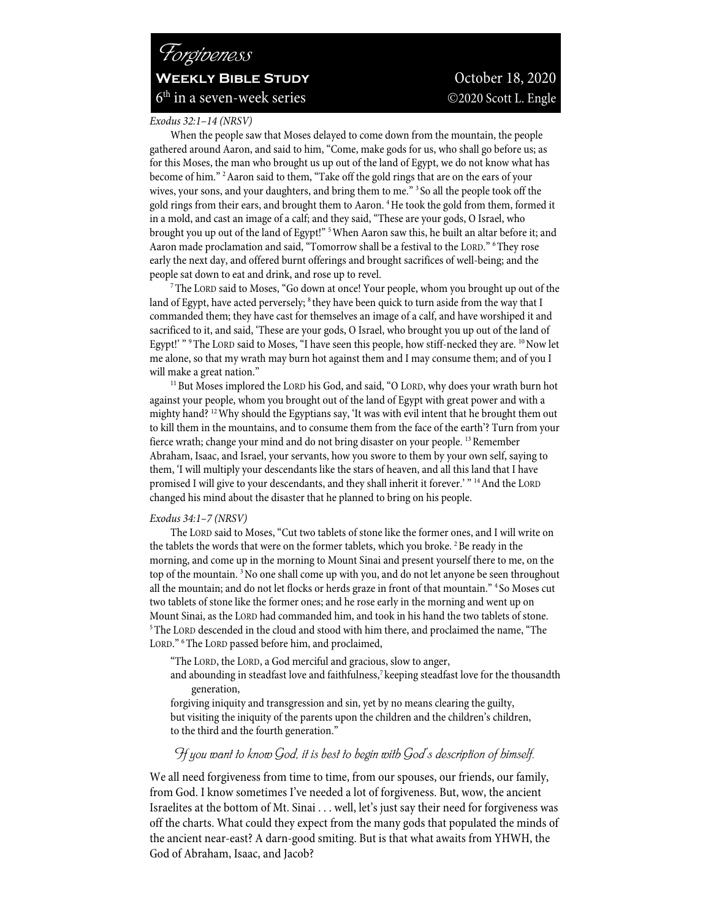# *Forgiveness*

**WEEKLY BIBLE STUDY** — October 18, 2020

6th in a seven-week series — ©2020 Scott L. Engle

*Exodus 32:1–14 (NRSV)*

When the people saw that Moses delayed to come down from the mountain, the people gathered around Aaron, and said to him, "Come, make gods for us, who shall go before us; as for this Moses, the man who brought us up out of the land of Egypt, we do not know what has become of him." [2] Aaron said to them, "Take off the gold rings that are on the ears of your wives, your sons, and your daughters, and bring them to me." [3] So all the people took off the gold rings from their ears, and brought them to Aaron. [4] He took the gold from them, formed it in a mold, and cast an image of a calf; and they said, "These are your gods, O Israel, who brought you up out of the land of Egypt!" [5] When Aaron saw this, he built an altar before it; and Aaron made proclamation and said, "Tomorrow shall be a festival to the LORD." [6] They rose early the next day, and offered burnt offerings and brought sacrifices of well-being; and the people sat down to eat and drink, and rose up to revel.

[7] The LORD said to Moses, "Go down at once! Your people, whom you brought up out of the land of Egypt, have acted perversely; [8] they have been quick to turn aside from the way that I commanded them; they have cast for themselves an image of a calf, and have worshiped it and sacrificed to it, and said, 'These are your gods, O Israel, who brought you up out of the land of Egypt!' " [9] The LORD said to Moses, "I have seen this people, how stiff-necked they are. [10] Now let me alone, so that my wrath may burn hot against them and I may consume them; and of you I will make a great nation."

[11] But Moses implored the LORD his God, and said, "O LORD, why does your wrath burn hot against your people, whom you brought out of the land of Egypt with great power and with a mighty hand? [12] Why should the Egyptians say, 'It was with evil intent that he brought them out to kill them in the mountains, and to consume them from the face of the earth'? Turn from your fierce wrath; change your mind and do not bring disaster on your people. [13] Remember Abraham, Isaac, and Israel, your servants, how you swore to them by your own self, saying to them, 'I will multiply your descendants like the stars of heaven, and all this land that I have promised I will give to your descendants, and they shall inherit it forever.' " [14] And the LORD changed his mind about the disaster that he planned to bring on his people.

*Exodus 34:1–7 (NRSV)*

The LORD said to Moses, "Cut two tablets of stone like the former ones, and I will write on the tablets the words that were on the former tablets, which you broke. [2] Be ready in the morning, and come up in the morning to Mount Sinai and present yourself there to me, on the top of the mountain. [3] No one shall come up with you, and do not let anyone be seen throughout all the mountain; and do not let flocks or herds graze in front of that mountain." [4] So Moses cut two tablets of stone like the former ones; and he rose early in the morning and went up on Mount Sinai, as the LORD had commanded him, and took in his hand the two tablets of stone. [5] The LORD descended in the cloud and stood with him there, and proclaimed the name, "The LORD." [6] The LORD passed before him, and proclaimed,

> "The LORD, the LORD, a God merciful and gracious, slow to anger,
> and abounding in steadfast love and faithfulness,[7] keeping steadfast love for the thousandth generation,
> forgiving iniquity and transgression and sin, yet by no means clearing the guilty,
> but visiting the iniquity of the parents upon the children and the children's children,
> to the third and the fourth generation."

*If you want to know God, it is best to begin with God's description of himself.*

We all need forgiveness from time to time, from our spouses, our friends, our family, from God. I know sometimes I've needed a lot of forgiveness. But, wow, the ancient Israelites at the bottom of Mt. Sinai . . . well, let's just say their need for forgiveness was off the charts. What could they expect from the many gods that populated the minds of the ancient near-east? A darn-good smiting. But is that what awaits from YHWH, the God of Abraham, Isaac, and Jacob?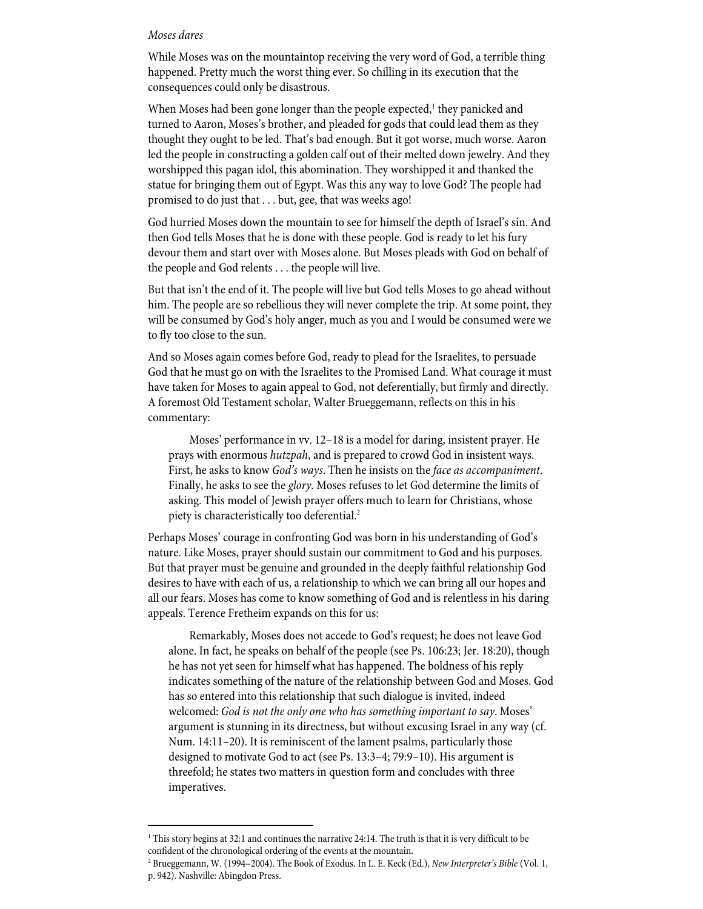*Moses dares*

While Moses was on the mountaintop receiving the very word of God, a terrible thing happened. Pretty much the worst thing ever. So chilling in its execution that the consequences could only be disastrous.

When Moses had been gone longer than the people expected,[1] they panicked and turned to Aaron, Moses's brother, and pleaded for gods that could lead them as they thought they ought to be led. That's bad enough. But it got worse, much worse. Aaron led the people in constructing a golden calf out of their melted down jewelry. And they worshipped this pagan idol, this abomination. They worshipped it and thanked the statue for bringing them out of Egypt. Was this any way to love God? The people had promised to do just that . . . but, gee, that was weeks ago!

God hurried Moses down the mountain to see for himself the depth of Israel's sin. And then God tells Moses that he is done with these people. God is ready to let his fury devour them and start over with Moses alone. But Moses pleads with God on behalf of the people and God relents . . . the people will live.

But that isn't the end of it. The people will live but God tells Moses to go ahead without him. The people are so rebellious they will never complete the trip. At some point, they will be consumed by God's holy anger, much as you and I would be consumed were we to fly too close to the sun.

And so Moses again comes before God, ready to plead for the Israelites, to persuade God that he must go on with the Israelites to the Promised Land. What courage it must have taken for Moses to again appeal to God, not deferentially, but firmly and directly. A foremost Old Testament scholar, Walter Brueggemann, reflects on this in his commentary:

> Moses' performance in vv. 12–18 is a model for daring, insistent prayer. He prays with enormous *hutzpah*, and is prepared to crowd God in insistent ways. First, he asks to know *God's ways*. Then he insists on the *face as accompaniment*. Finally, he asks to see the *glory*. Moses refuses to let God determine the limits of asking. This model of Jewish prayer offers much to learn for Christians, whose piety is characteristically too deferential.[2]

Perhaps Moses' courage in confronting God was born in his understanding of God's nature. Like Moses, prayer should sustain our commitment to God and his purposes. But that prayer must be genuine and grounded in the deeply faithful relationship God desires to have with each of us, a relationship to which we can bring all our hopes and all our fears. Moses has come to know something of God and is relentless in his daring appeals. Terence Fretheim expands on this for us:

> Remarkably, Moses does not accede to God's request; he does not leave God alone. In fact, he speaks on behalf of the people (see Ps. 106:23; Jer. 18:20), though he has not yet seen for himself what has happened. The boldness of his reply indicates something of the nature of the relationship between God and Moses. God has so entered into this relationship that such dialogue is invited, indeed welcomed: *God is not the only one who has something important to say*. Moses' argument is stunning in its directness, but without excusing Israel in any way (cf. Num. 14:11–20). It is reminiscent of the lament psalms, particularly those designed to motivate God to act (see Ps. 13:3–4; 79:9–10). His argument is threefold; he states two matters in question form and concludes with three imperatives.

---

[1] This story begins at 32:1 and continues the narrative 24:14. The truth is that it is very difficult to be confident of the chronological ordering of the events at the mountain.

[2] Brueggemann, W. (1994–2004). The Book of Exodus. In L. E. Keck (Ed.), *New Interpreter's Bible* (Vol. 1, p. 942). Nashville: Abingdon Press.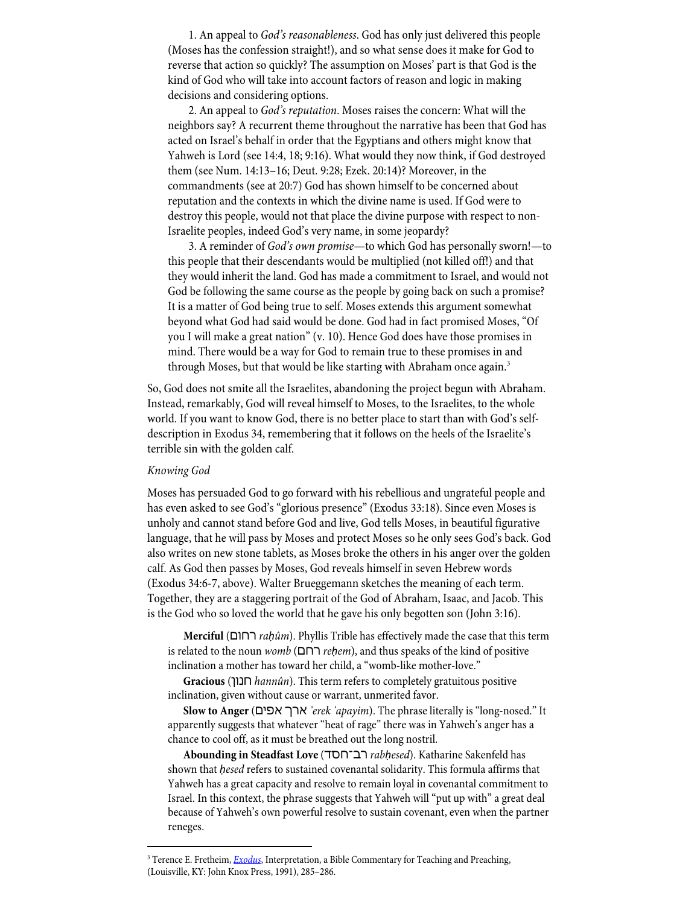1. An appeal to *God's reasonableness*. God has only just delivered this people (Moses has the confession straight!), and so what sense does it make for God to reverse that action so quickly? The assumption on Moses' part is that God is the kind of God who will take into account factors of reason and logic in making decisions and considering options.

2. An appeal to *God's reputation*. Moses raises the concern: What will the neighbors say? A recurrent theme throughout the narrative has been that God has acted on Israel's behalf in order that the Egyptians and others might know that Yahweh is Lord (see 14:4, 18; 9:16). What would they now think, if God destroyed them (see Num. 14:13–16; Deut. 9:28; Ezek. 20:14)? Moreover, in the commandments (see at 20:7) God has shown himself to be concerned about reputation and the contexts in which the divine name is used. If God were to destroy this people, would not that place the divine purpose with respect to non-Israelite peoples, indeed God's very name, in some jeopardy?

3. A reminder of *God's own promise*—to which God has personally sworn!—to this people that their descendants would be multiplied (not killed off!) and that they would inherit the land. God has made a commitment to Israel, and would not God be following the same course as the people by going back on such a promise? It is a matter of God being true to self. Moses extends this argument somewhat beyond what God had said would be done. God had in fact promised Moses, "Of you I will make a great nation" (v. 10). Hence God does have those promises in mind. There would be a way for God to remain true to these promises in and through Moses, but that would be like starting with Abraham once again.[3]

So, God does not smite all the Israelites, abandoning the project begun with Abraham. Instead, remarkably, God will reveal himself to Moses, to the Israelites, to the whole world. If you want to know God, there is no better place to start than with God's self-description in Exodus 34, remembering that it follows on the heels of the Israelite's terrible sin with the golden calf.

*Knowing God*

Moses has persuaded God to go forward with his rebellious and ungrateful people and has even asked to see God's "glorious presence" (Exodus 33:18). Since even Moses is unholy and cannot stand before God and live, God tells Moses, in beautiful figurative language, that he will pass by Moses and protect Moses so he only sees God's back. God also writes on new stone tablets, as Moses broke the others in his anger over the golden calf. As God then passes by Moses, God reveals himself in seven Hebrew words (Exodus 34:6-7, above). Walter Brueggemann sketches the meaning of each term. Together, they are a staggering portrait of the God of Abraham, Isaac, and Jacob. This is the God who so loved the world that he gave his only begotten son (John 3:16).

**Merciful** (רחום *raḥûm*). Phyllis Trible has effectively made the case that this term is related to the noun *womb* (רחם *reḥem*), and thus speaks of the kind of positive inclination a mother has toward her child, a "womb-like mother-love."

**Gracious** (חנון *hannûn*). This term refers to completely gratuitous positive inclination, given without cause or warrant, unmerited favor.

**Slow to Anger** (ארך אפים *'erek 'apayim*). The phrase literally is "long-nosed." It apparently suggests that whatever "heat of rage" there was in Yahweh's anger has a chance to cool off, as it must be breathed out the long nostril.

**Abounding in Steadfast Love** (רב־חסד *rabḥesed*). Katharine Sakenfeld has shown that *ḥesed* refers to sustained covenantal solidarity. This formula affirms that Yahweh has a great capacity and resolve to remain loyal in covenantal commitment to Israel. In this context, the phrase suggests that Yahweh will "put up with" a great deal because of Yahweh's own powerful resolve to sustain covenant, even when the partner reneges.

---

[3] Terence E. Fretheim, *Exodus*, Interpretation, a Bible Commentary for Teaching and Preaching, (Louisville, KY: John Knox Press, 1991), 285–286.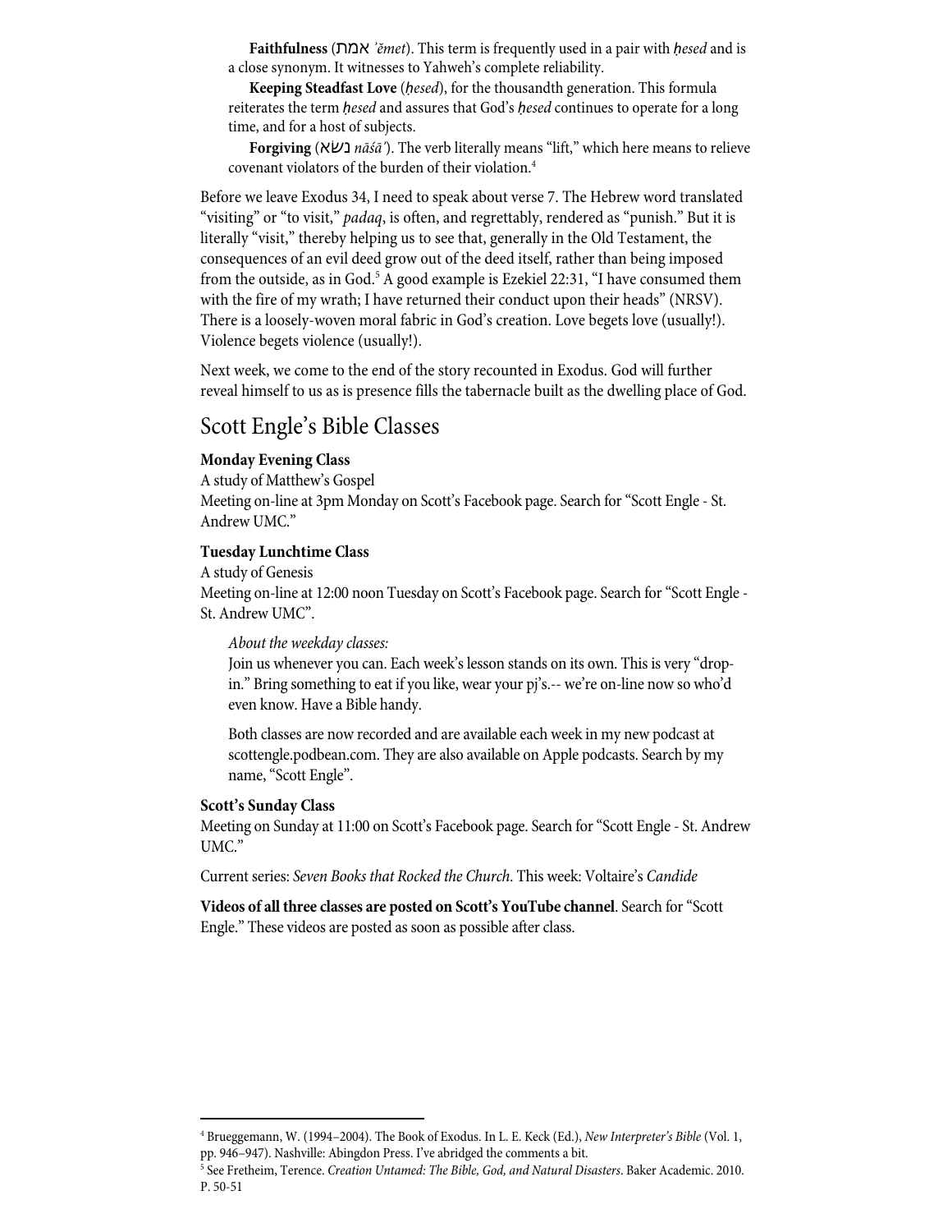**Faithfulness** (אמת *'ĕmet*). This term is frequently used in a pair with *ḥesed* and is a close synonym. It witnesses to Yahweh's complete reliability.

**Keeping Steadfast Love** (*ḥesed*), for the thousandth generation. This formula reiterates the term *ḥesed* and assures that God's *ḥesed* continues to operate for a long time, and for a host of subjects.

**Forgiving** (נשא *nāśā'*). The verb literally means "lift," which here means to relieve covenant violators of the burden of their violation.[4]

Before we leave Exodus 34, I need to speak about verse 7. The Hebrew word translated "visiting" or "to visit," *padaq*, is often, and regrettably, rendered as "punish." But it is literally "visit," thereby helping us to see that, generally in the Old Testament, the consequences of an evil deed grow out of the deed itself, rather than being imposed from the outside, as in God.[5] A good example is Ezekiel 22:31, "I have consumed them with the fire of my wrath; I have returned their conduct upon their heads" (NRSV). There is a loosely-woven moral fabric in God's creation. Love begets love (usually!). Violence begets violence (usually!).

Next week, we come to the end of the story recounted in Exodus. God will further reveal himself to us as is presence fills the tabernacle built as the dwelling place of God.

## Scott Engle's Bible Classes

**Monday Evening Class**
A study of Matthew's Gospel
Meeting on-line at 3pm Monday on Scott's Facebook page. Search for "Scott Engle - St. Andrew UMC."

**Tuesday Lunchtime Class**
A study of Genesis
Meeting on-line at 12:00 noon Tuesday on Scott's Facebook page. Search for "Scott Engle - St. Andrew UMC".

*About the weekday classes:*
Join us whenever you can. Each week's lesson stands on its own. This is very "drop-in." Bring something to eat if you like, wear your pj's.-- we're on-line now so who'd even know. Have a Bible handy.

Both classes are now recorded and are available each week in my new podcast at scottengle.podbean.com. They are also available on Apple podcasts. Search by my name, "Scott Engle".

**Scott's Sunday Class**
Meeting on Sunday at 11:00 on Scott's Facebook page. Search for "Scott Engle - St. Andrew UMC."

Current series: *Seven Books that Rocked the Church*. This week: Voltaire's *Candide*

**Videos of all three classes are posted on Scott's YouTube channel**. Search for "Scott Engle." These videos are posted as soon as possible after class.

---

[4] Brueggemann, W. (1994–2004). The Book of Exodus. In L. E. Keck (Ed.), *New Interpreter's Bible* (Vol. 1, pp. 946–947). Nashville: Abingdon Press. I've abridged the comments a bit.

[5] See Fretheim, Terence. *Creation Untamed: The Bible, God, and Natural Disasters*. Baker Academic. 2010. P. 50-51